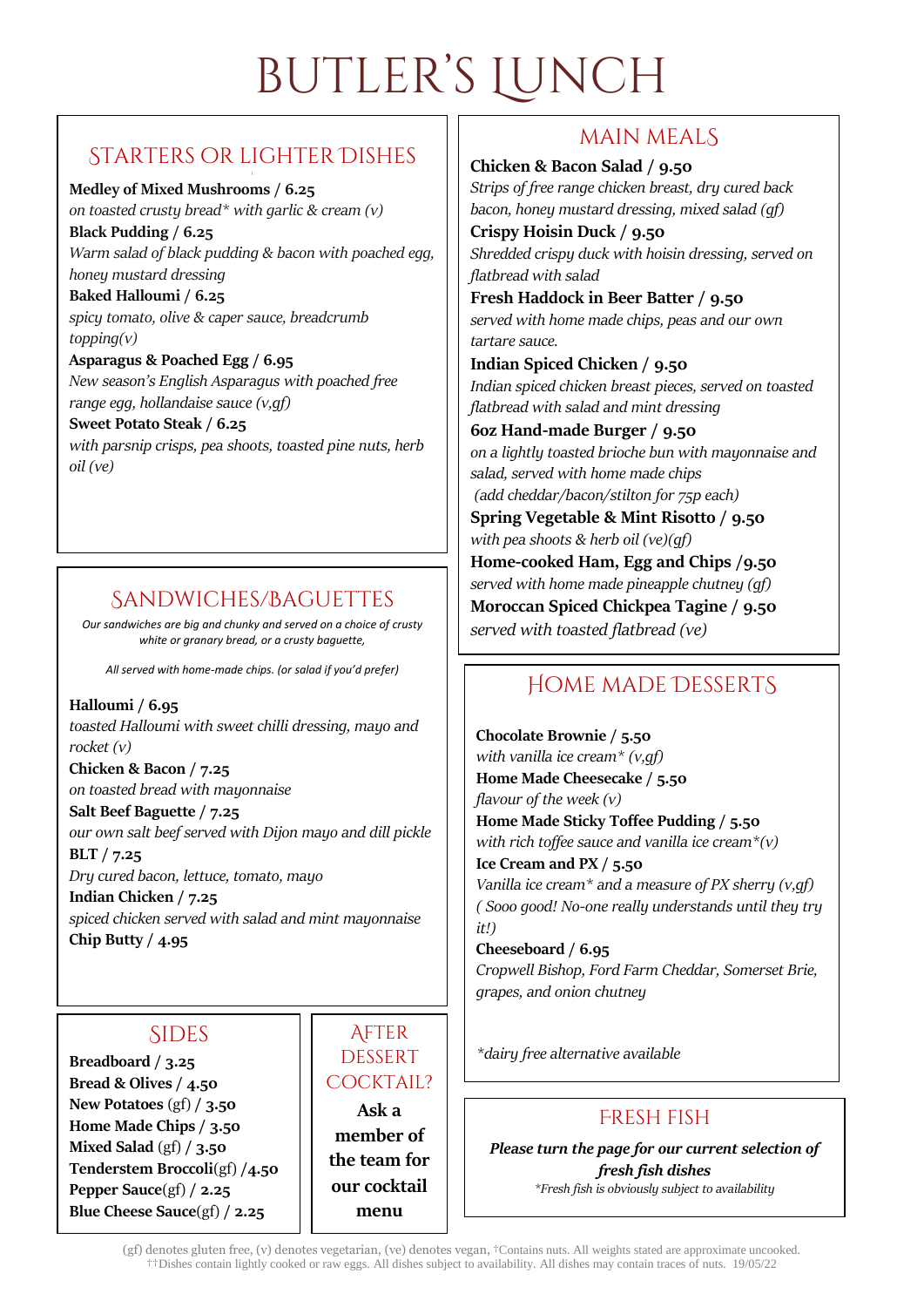# BUTLER'S LUNCH

## STARTERS OR LIGHTER DISHES

**Medley of Mixed Mushrooms / 6.25**
*on toasted crusty bread* with garlic & cream (v)*

**Black Pudding / 6.25**
*Warm salad of black pudding & bacon with poached egg, honey mustard dressing*

**Baked Halloumi / 6.25**
*spicy tomato, olive & caper sauce, breadcrumb topping(v)*

**Asparagus & Poached Egg / 6.95**
*New season's English Asparagus with poached free range egg, hollandaise sauce (v,gf)*

**Sweet Potato Steak / 6.25**
*with parsnip crisps, pea shoots, toasted pine nuts, herb oil (ve)*

## SANDWICHES/BAGUETTES

*Our sandwiches are big and chunky and served on a choice of crusty white or granary bread, or a crusty baguette,*

*All served with home-made chips. (or salad if you'd prefer)*

**Halloumi / 6.95**
*toasted Halloumi with sweet chilli dressing, mayo and rocket (v)*

**Chicken & Bacon / 7.25**
*on toasted bread with mayonnaise*

**Salt Beef Baguette / 7.25**
*our own salt beef served with Dijon mayo and dill pickle*

**BLT / 7.25**
*Dry cured bacon, lettuce, tomato, mayo*

**Indian Chicken / 7.25**
*spiced chicken served with salad and mint mayonnaise*

**Chip Butty / 4.95**

## SIDES

**Breadboard / 3.25**
**Bread & Olives / 4.50**
**New Potatoes** (gf) **/ 3.50**
**Home Made Chips / 3.50**
**Mixed Salad** (gf) **/ 3.50**
**Tenderstem Broccoli**(gf) **/4.50**
**Pepper Sauce**(gf) **/ 2.25**
**Blue Cheese Sauce**(gf) **/ 2.25**

## AFTER DESSERT COCKTAIL?

**Ask a member of the team for our cocktail menu**

## MAIN MEALS

**Chicken & Bacon Salad / 9.50**
*Strips of free range chicken breast, dry cured back bacon, honey mustard dressing, mixed salad (gf)*

**Crispy Hoisin Duck / 9.50**
*Shredded crispy duck with hoisin dressing, served on flatbread with salad*

**Fresh Haddock in Beer Batter / 9.50**
*served with home made chips, peas and our own tartare sauce.*

**Indian Spiced Chicken / 9.50**
*Indian spiced chicken breast pieces, served on toasted flatbread with salad and mint dressing*

**6oz Hand-made Burger / 9.50**
*on a lightly toasted brioche bun with mayonnaise and salad, served with home made chips*
*(add cheddar/bacon/stilton for 75p each)*

**Spring Vegetable & Mint Risotto / 9.50**
*with pea shoots & herb oil (ve)(gf)*

**Home-cooked Ham, Egg and Chips /9.50**
*served with home made pineapple chutney (gf)*

**Moroccan Spiced Chickpea Tagine / 9.50**
*served with toasted flatbread (ve)*

## HOME MADE DESSERTS

**Chocolate Brownie / 5.50**
*with vanilla ice cream* (v,gf)*

**Home Made Cheesecake / 5.50**
*flavour of the week (v)*

**Home Made Sticky Toffee Pudding / 5.50**
*with rich toffee sauce and vanilla ice cream*(v)*

**Ice Cream and PX / 5.50**
*Vanilla ice cream* and a measure of PX sherry (v,gf)*
*( Sooo good! No-one really understands until they try it!)*

**Cheeseboard / 6.95**
*Cropwell Bishop, Ford Farm Cheddar, Somerset Brie, grapes, and onion chutney*

**dairy free alternative available*

## FRESH FISH

***Please turn the page for our current selection of fresh fish dishes***
**Fresh fish is obviously subject to availability*

(gf) denotes gluten free, (v) denotes vegetarian, (ve) denotes vegan, †Contains nuts. All weights stated are approximate uncooked. ††Dishes contain lightly cooked or raw eggs. All dishes subject to availability. All dishes may contain traces of nuts. 19/05/22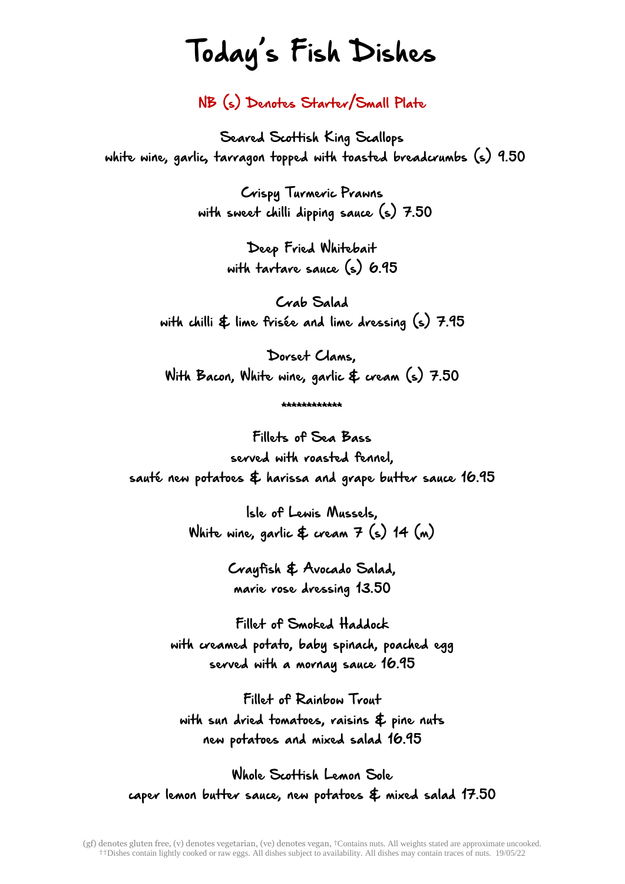# Today's Fish Dishes

**NB (s) Denotes Starter/Small Plate**

Seared Scottish King Scallops
white wine, garlic, tarragon topped with toasted breadcrumbs (s) 9.50

Crispy Turmeric Prawns
with sweet chilli dipping sauce (s) 7.50

Deep Fried Whitebait
with tartare sauce (s) 6.95

Crab Salad
with chilli & lime frisée and lime dressing (s) 7.95

Dorset Clams,
With Bacon, White wine, garlic & cream (s) 7.50

\*\*\*\*\*\*\*\*\*\*\*\*

Fillets of Sea Bass
served with roasted fennel,
sauté new potatoes & harissa and grape butter sauce 16.95

Isle of Lewis Mussels,
White wine, garlic & cream 7 (s) 14 (m)

Crayfish & Avocado Salad,
marie rose dressing 13.50

Fillet of Smoked Haddock
with creamed potato, baby spinach, poached egg
served with a mornay sauce 16.95

Fillet of Rainbow Trout
with sun dried tomatoes, raisins & pine nuts
new potatoes and mixed salad 16.95

Whole Scottish Lemon Sole
caper lemon butter sauce, new potatoes & mixed salad 17.50

(gf) denotes gluten free, (v) denotes vegetarian, (ve) denotes vegan, †Contains nuts. All weights stated are approximate uncooked.
††Dishes contain lightly cooked or raw eggs. All dishes subject to availability. All dishes may contain traces of nuts. 19/05/22